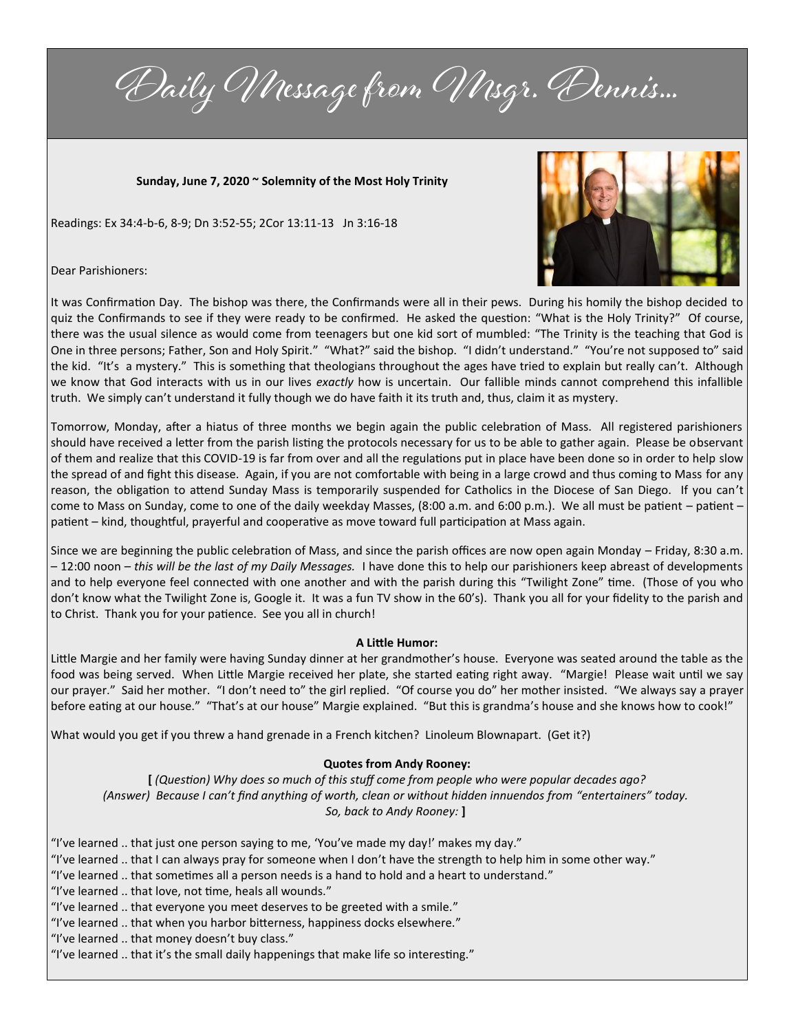# Daily Message from Msgr. Dennis...

**Sunday, June 7, 2020 ~ Solemnity of the Most Holy Trinity**

Readings: Ex 34:4-b-6, 8-9; Dn 3:52-55; 2Cor 13:11-13 Jn 3:16-18

Dear Parishioners:

It was Confirmation Day. The bishop was there, the Confirmands were all in their pews. During his homily the bishop decided to quiz the Confirmands to see if they were ready to be confirmed. He asked the question: "What is the Holy Trinity?" Of course, there was the usual silence as would come from teenagers but one kid sort of mumbled: "The Trinity is the teaching that God is One in three persons; Father, Son and Holy Spirit." "What?" said the bishop. "I didn't understand." "You're not supposed to" said the kid. "It's a mystery." This is something that theologians throughout the ages have tried to explain but really can't. Although we know that God interacts with us in our lives *exactly* how is uncertain. Our fallible minds cannot comprehend this infallible truth. We simply can't understand it fully though we do have faith it its truth and, thus, claim it as mystery.

Tomorrow, Monday, after a hiatus of three months we begin again the public celebration of Mass. All registered parishioners should have received a letter from the parish listing the protocols necessary for us to be able to gather again. Please be observant of them and realize that this COVID-19 is far from over and all the regulations put in place have been done so in order to help slow the spread of and fight this disease. Again, if you are not comfortable with being in a large crowd and thus coming to Mass for any reason, the obligation to attend Sunday Mass is temporarily suspended for Catholics in the Diocese of San Diego. If you can't come to Mass on Sunday, come to one of the daily weekday Masses, (8:00 a.m. and 6:00 p.m.). We all must be patient – patient – patient – kind, thoughtful, prayerful and cooperative as move toward full participation at Mass again.

Since we are beginning the public celebration of Mass, and since the parish offices are now open again Monday – Friday, 8:30 a.m. – 12:00 noon – *this will be the last of my Daily Messages.* I have done this to help our parishioners keep abreast of developments and to help everyone feel connected with one another and with the parish during this "Twilight Zone" time. (Those of you who don't know what the Twilight Zone is, Google it. It was a fun TV show in the 60's). Thank you all for your fidelity to the parish and to Christ. Thank you for your patience. See you all in church!

**A Little Humor:**

Little Margie and her family were having Sunday dinner at her grandmother's house. Everyone was seated around the table as the food was being served. When Little Margie received her plate, she started eating right away. "Margie! Please wait until we say our prayer." Said her mother. "I don't need to" the girl replied. "Of course you do" her mother insisted. "We always say a prayer before eating at our house." "That's at our house" Margie explained. "But this is grandma's house and she knows how to cook!"

What would you get if you threw a hand grenade in a French kitchen? Linoleum Blownapart. (Get it?)

**Quotes from Andy Rooney:**

**[** *(Question) Why does so much of this stuff come from people who were popular decades ago? (Answer) Because I can't find anything of worth, clean or without hidden innuendos from "entertainers" today. So, back to Andy Rooney:* **]**

"I've learned .. that just one person saying to me, 'You've made my day!' makes my day."
"I've learned .. that I can always pray for someone when I don't have the strength to help him in some other way."
"I've learned .. that sometimes all a person needs is a hand to hold and a heart to understand."
"I've learned .. that love, not time, heals all wounds."
"I've learned .. that everyone you meet deserves to be greeted with a smile."
"I've learned .. that when you harbor bitterness, happiness docks elsewhere."
"I've learned .. that money doesn't buy class."
"I've learned .. that it's the small daily happenings that make life so interesting."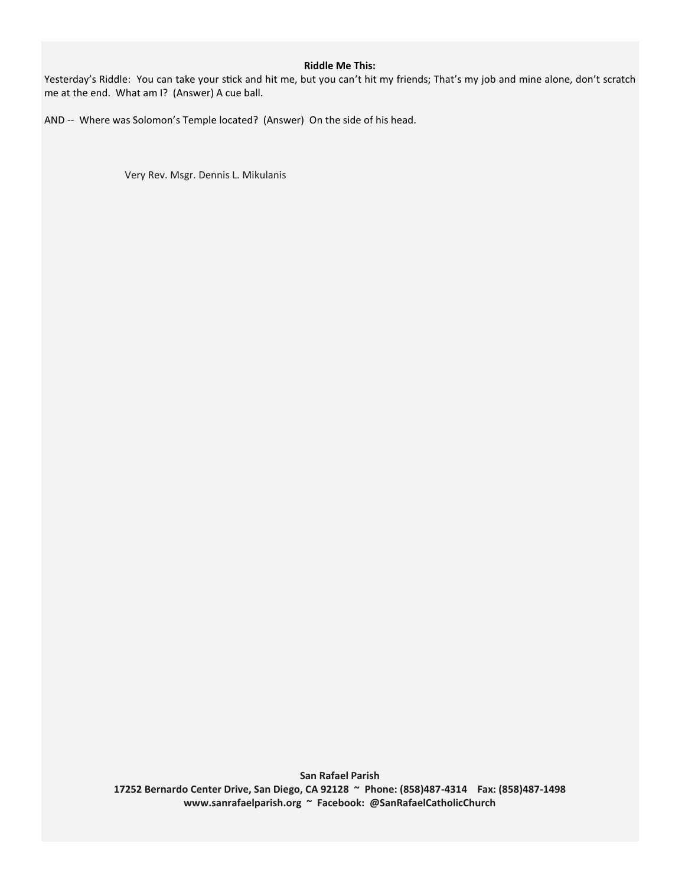**Riddle Me This:**

Yesterday's Riddle: You can take your stick and hit me, but you can't hit my friends; That's my job and mine alone, don't scratch me at the end. What am I? (Answer) A cue ball.

AND -- Where was Solomon's Temple located? (Answer) On the side of his head.

Very Rev. Msgr. Dennis L. Mikulanis

**San Rafael Parish**
**17252 Bernardo Center Drive, San Diego, CA 92128 ~ Phone: (858)487-4314 Fax: (858)487-1498**
**www.sanrafaelparish.org ~ Facebook: @SanRafaelCatholicChurch**